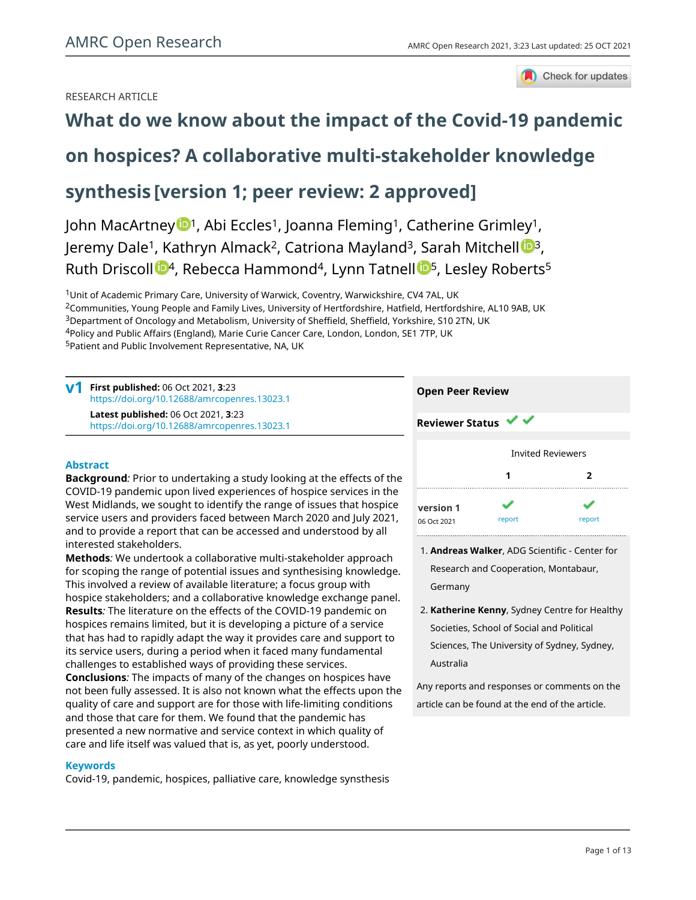RESEARCH ARTICLE

# What do we know about the impact of the Covid-19 pandemic on hospices? A collaborative multi-stakeholder knowledge synthesis [version 1; peer review: 2 approved]

John MacArtney[1], Abi Eccles[1], Joanna Fleming[1], Catherine Grimley[1], Jeremy Dale[1], Kathryn Almack[2], Catriona Mayland[3], Sarah Mitchell[3], Ruth Driscoll[4], Rebecca Hammond[4], Lynn Tatnell[5], Lesley Roberts[5]

[1]Unit of Academic Primary Care, University of Warwick, Coventry, Warwickshire, CV4 7AL, UK
[2]Communities, Young People and Family Lives, University of Hertfordshire, Hatfield, Hertfordshire, AL10 9AB, UK
[3]Department of Oncology and Metabolism, University of Sheffield, Sheffield, Yorkshire, S10 2TN, UK
[4]Policy and Public Affairs (England), Marie Curie Cancer Care, London, London, SE1 7TP, UK
[5]Patient and Public Involvement Representative, NA, UK

**v1** **First published:** 06 Oct 2021, **3**:23
https://doi.org/10.12688/amrcopenres.13023.1
**Latest published:** 06 Oct 2021, **3**:23
https://doi.org/10.12688/amrcopenres.13023.1

## Abstract

**Background***:* Prior to undertaking a study looking at the effects of the COVID-19 pandemic upon lived experiences of hospice services in the West Midlands, we sought to identify the range of issues that hospice service users and providers faced between March 2020 and July 2021, and to provide a report that can be accessed and understood by all interested stakeholders.

**Methods***:* We undertook a collaborative multi-stakeholder approach for scoping the range of potential issues and synthesising knowledge. This involved a review of available literature; a focus group with hospice stakeholders; and a collaborative knowledge exchange panel.

**Results***:* The literature on the effects of the COVID-19 pandemic on hospices remains limited, but it is developing a picture of a service that has had to rapidly adapt the way it provides care and support to its service users, during a period when it faced many fundamental challenges to established ways of providing these services.

**Conclusions***:* The impacts of many of the changes on hospices have not been fully assessed. It is also not known what the effects upon the quality of care and support are for those with life-limiting conditions and those that care for them. We found that the pandemic has presented a new normative and service context in which quality of care and life itself was valued that is, as yet, poorly understood.

## Keywords

Covid-19, pandemic, hospices, palliative care, knowledge synsthesis

**Open Peer Review**

**Reviewer Status** ✔ ✔

| | Invited Reviewers | |
|---|---|---|
| | **1** | **2** |
| **version 1** 06 Oct 2021 | ✔ report | ✔ report |

1. **Andreas Walker**, ADG Scientific - Center for Research and Cooperation, Montabaur, Germany
2. **Katherine Kenny**, Sydney Centre for Healthy Societies, School of Social and Political Sciences, The University of Sydney, Sydney, Australia

Any reports and responses or comments on the article can be found at the end of the article.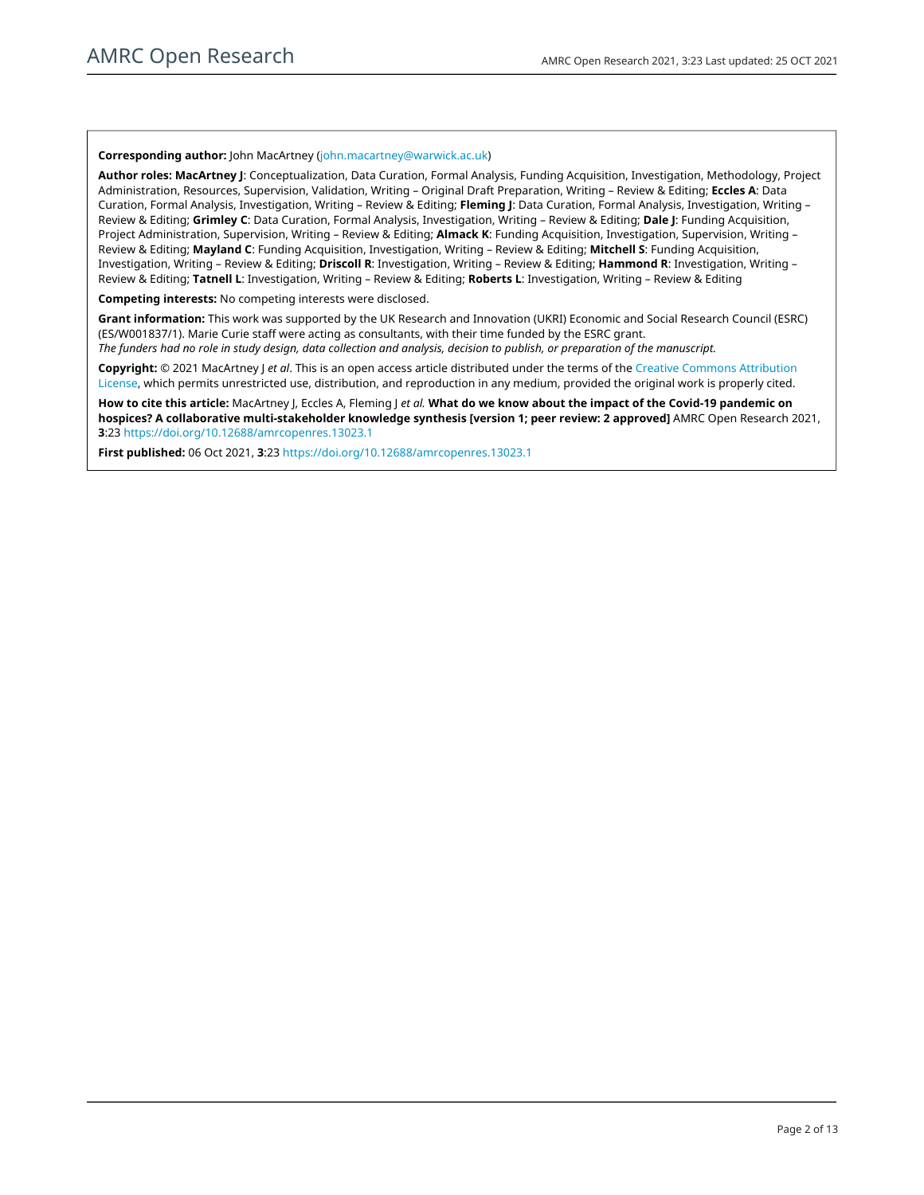**Corresponding author:** John MacArtney (john.macartney@warwick.ac.uk)

**Author roles: MacArtney J**: Conceptualization, Data Curation, Formal Analysis, Funding Acquisition, Investigation, Methodology, Project Administration, Resources, Supervision, Validation, Writing – Original Draft Preparation, Writing – Review & Editing; **Eccles A**: Data Curation, Formal Analysis, Investigation, Writing – Review & Editing; **Fleming J**: Data Curation, Formal Analysis, Investigation, Writing – Review & Editing; **Grimley C**: Data Curation, Formal Analysis, Investigation, Writing – Review & Editing; **Dale J**: Funding Acquisition, Project Administration, Supervision, Writing – Review & Editing; **Almack K**: Funding Acquisition, Investigation, Supervision, Writing – Review & Editing; **Mayland C**: Funding Acquisition, Investigation, Writing – Review & Editing; **Mitchell S**: Funding Acquisition, Investigation, Writing – Review & Editing; **Driscoll R**: Investigation, Writing – Review & Editing; **Hammond R**: Investigation, Writing – Review & Editing; **Tatnell L**: Investigation, Writing – Review & Editing; **Roberts L**: Investigation, Writing – Review & Editing

**Competing interests:** No competing interests were disclosed.

**Grant information:** This work was supported by the UK Research and Innovation (UKRI) Economic and Social Research Council (ESRC) (ES/W001837/1). Marie Curie staff were acting as consultants, with their time funded by the ESRC grant.
*The funders had no role in study design, data collection and analysis, decision to publish, or preparation of the manuscript.*

**Copyright:** © 2021 MacArtney J *et al*. This is an open access article distributed under the terms of the Creative Commons Attribution License, which permits unrestricted use, distribution, and reproduction in any medium, provided the original work is properly cited.

**How to cite this article:** MacArtney J, Eccles A, Fleming J *et al.* **What do we know about the impact of the Covid-19 pandemic on hospices? A collaborative multi-stakeholder knowledge synthesis [version 1; peer review: 2 approved]** AMRC Open Research 2021, **3**:23 https://doi.org/10.12688/amrcopenres.13023.1

**First published:** 06 Oct 2021, **3**:23 https://doi.org/10.12688/amrcopenres.13023.1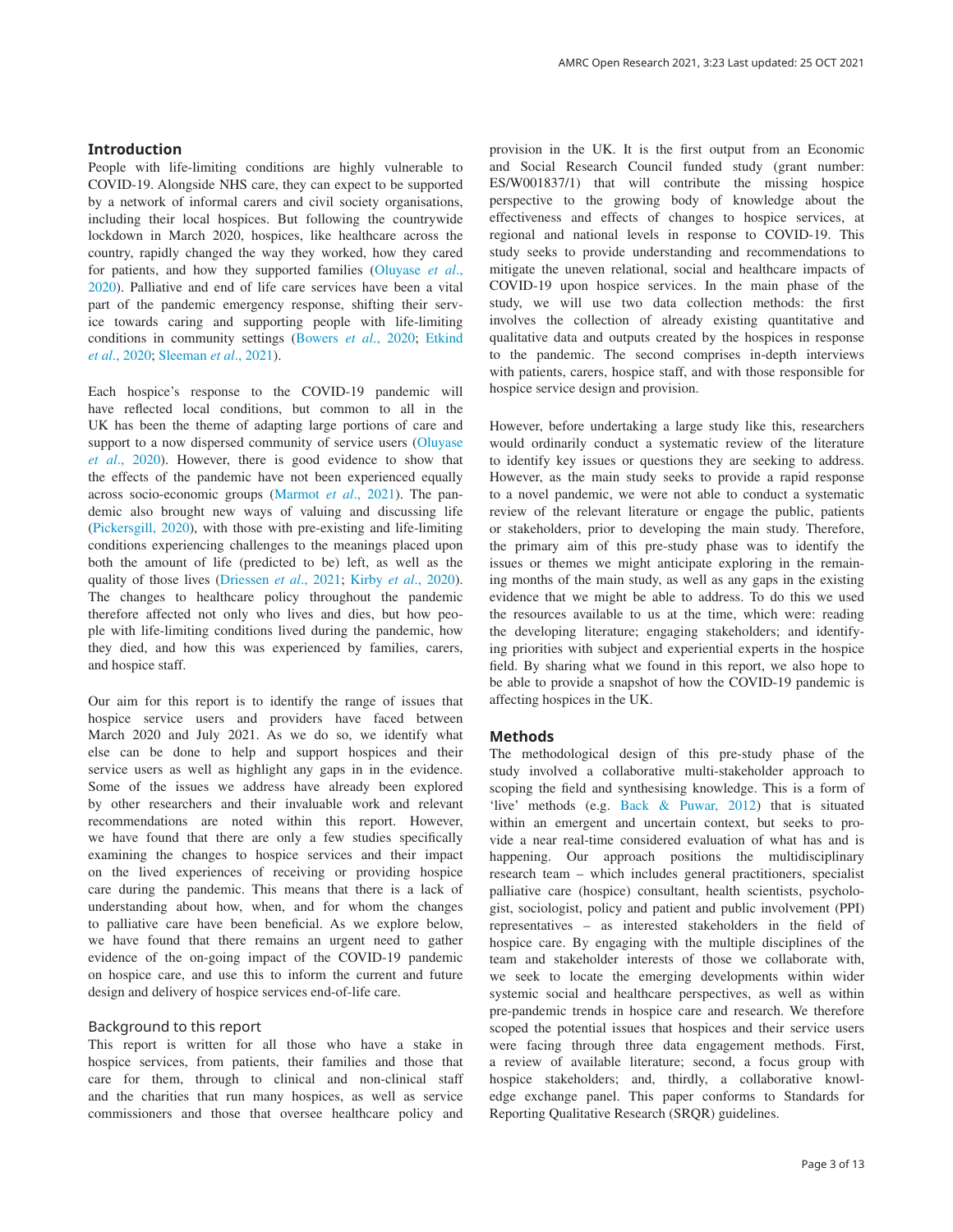## Introduction

People with life-limiting conditions are highly vulnerable to COVID-19. Alongside NHS care, they can expect to be supported by a network of informal carers and civil society organisations, including their local hospices. But following the countrywide lockdown in March 2020, hospices, like healthcare across the country, rapidly changed the way they worked, how they cared for patients, and how they supported families (Oluyase *et al*., 2020). Palliative and end of life care services have been a vital part of the pandemic emergency response, shifting their service towards caring and supporting people with life-limiting conditions in community settings (Bowers *et al*., 2020; Etkind *et al*., 2020; Sleeman *et al*., 2021).

Each hospice's response to the COVID-19 pandemic will have reflected local conditions, but common to all in the UK has been the theme of adapting large portions of care and support to a now dispersed community of service users (Oluyase *et al*., 2020). However, there is good evidence to show that the effects of the pandemic have not been experienced equally across socio-economic groups (Marmot *et al*., 2021). The pandemic also brought new ways of valuing and discussing life (Pickersgill, 2020), with those with pre-existing and life-limiting conditions experiencing challenges to the meanings placed upon both the amount of life (predicted to be) left, as well as the quality of those lives (Driessen *et al*., 2021; Kirby *et al*., 2020). The changes to healthcare policy throughout the pandemic therefore affected not only who lives and dies, but how people with life-limiting conditions lived during the pandemic, how they died, and how this was experienced by families, carers, and hospice staff.

Our aim for this report is to identify the range of issues that hospice service users and providers have faced between March 2020 and July 2021. As we do so, we identify what else can be done to help and support hospices and their service users as well as highlight any gaps in in the evidence. Some of the issues we address have already been explored by other researchers and their invaluable work and relevant recommendations are noted within this report. However, we have found that there are only a few studies specifically examining the changes to hospice services and their impact on the lived experiences of receiving or providing hospice care during the pandemic. This means that there is a lack of understanding about how, when, and for whom the changes to palliative care have been beneficial. As we explore below, we have found that there remains an urgent need to gather evidence of the on-going impact of the COVID-19 pandemic on hospice care, and use this to inform the current and future design and delivery of hospice services end-of-life care.

### Background to this report

This report is written for all those who have a stake in hospice services, from patients, their families and those that care for them, through to clinical and non-clinical staff and the charities that run many hospices, as well as service commissioners and those that oversee healthcare policy and provision in the UK. It is the first output from an Economic and Social Research Council funded study (grant number: ES/W001837/1) that will contribute the missing hospice perspective to the growing body of knowledge about the effectiveness and effects of changes to hospice services, at regional and national levels in response to COVID-19. This study seeks to provide understanding and recommendations to mitigate the uneven relational, social and healthcare impacts of COVID-19 upon hospice services. In the main phase of the study, we will use two data collection methods: the first involves the collection of already existing quantitative and qualitative data and outputs created by the hospices in response to the pandemic. The second comprises in-depth interviews with patients, carers, hospice staff, and with those responsible for hospice service design and provision.

However, before undertaking a large study like this, researchers would ordinarily conduct a systematic review of the literature to identify key issues or questions they are seeking to address. However, as the main study seeks to provide a rapid response to a novel pandemic, we were not able to conduct a systematic review of the relevant literature or engage the public, patients or stakeholders, prior to developing the main study. Therefore, the primary aim of this pre-study phase was to identify the issues or themes we might anticipate exploring in the remaining months of the main study, as well as any gaps in the existing evidence that we might be able to address. To do this we used the resources available to us at the time, which were: reading the developing literature; engaging stakeholders; and identifying priorities with subject and experiential experts in the hospice field. By sharing what we found in this report, we also hope to be able to provide a snapshot of how the COVID-19 pandemic is affecting hospices in the UK.

## Methods

The methodological design of this pre-study phase of the study involved a collaborative multi-stakeholder approach to scoping the field and synthesising knowledge. This is a form of 'live' methods (e.g. Back & Puwar, 2012) that is situated within an emergent and uncertain context, but seeks to provide a near real-time considered evaluation of what has and is happening. Our approach positions the multidisciplinary research team – which includes general practitioners, specialist palliative care (hospice) consultant, health scientists, psychologist, sociologist, policy and patient and public involvement (PPI) representatives – as interested stakeholders in the field of hospice care. By engaging with the multiple disciplines of the team and stakeholder interests of those we collaborate with, we seek to locate the emerging developments within wider systemic social and healthcare perspectives, as well as within pre-pandemic trends in hospice care and research. We therefore scoped the potential issues that hospices and their service users were facing through three data engagement methods. First, a review of available literature; second, a focus group with hospice stakeholders; and, thirdly, a collaborative knowledge exchange panel. This paper conforms to Standards for Reporting Qualitative Research (SRQR) guidelines.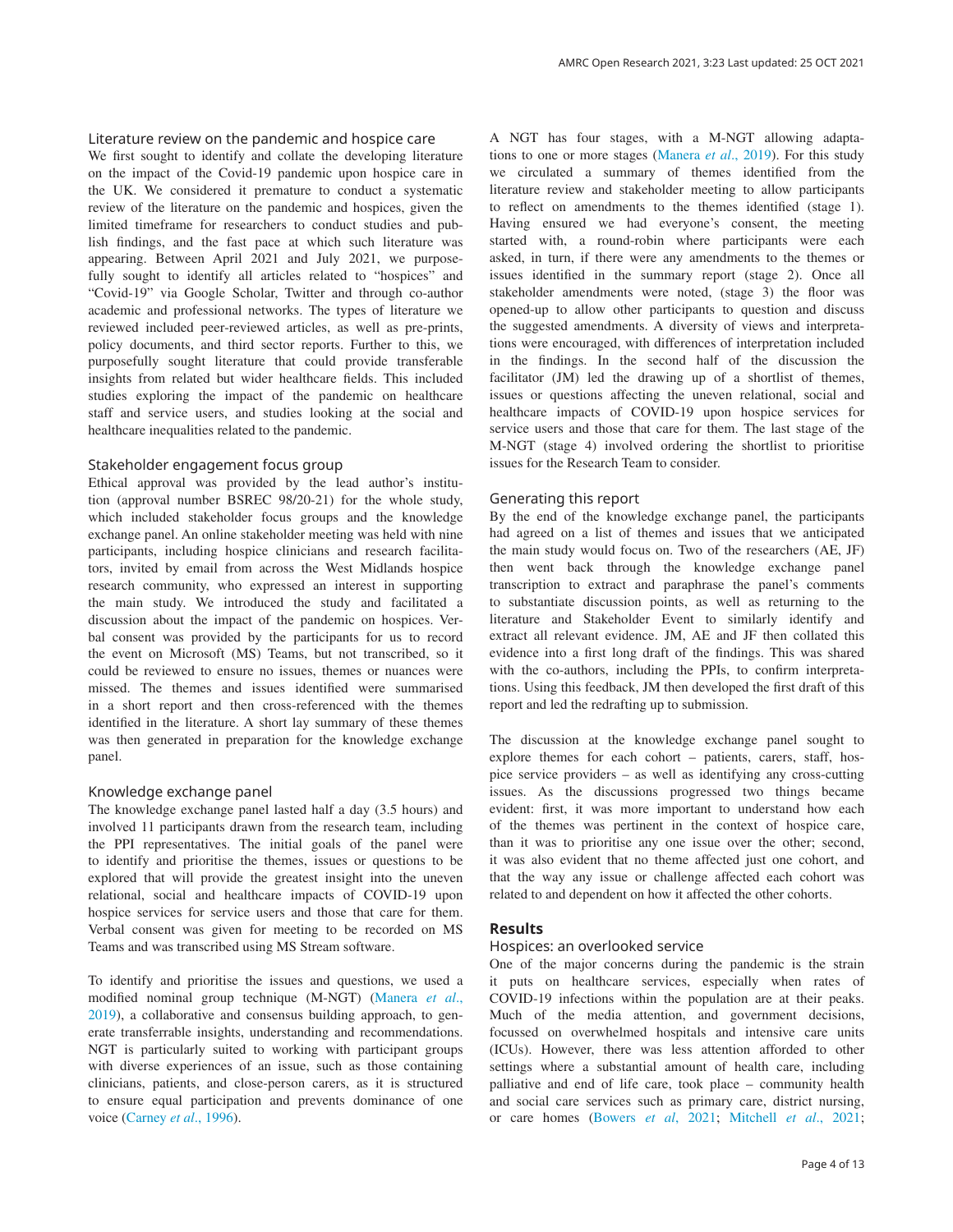### Literature review on the pandemic and hospice care

We first sought to identify and collate the developing literature on the impact of the Covid-19 pandemic upon hospice care in the UK. We considered it premature to conduct a systematic review of the literature on the pandemic and hospices, given the limited timeframe for researchers to conduct studies and publish findings, and the fast pace at which such literature was appearing. Between April 2021 and July 2021, we purposefully sought to identify all articles related to "hospices" and "Covid-19" via Google Scholar, Twitter and through co-author academic and professional networks. The types of literature we reviewed included peer-reviewed articles, as well as pre-prints, policy documents, and third sector reports. Further to this, we purposefully sought literature that could provide transferable insights from related but wider healthcare fields. This included studies exploring the impact of the pandemic on healthcare staff and service users, and studies looking at the social and healthcare inequalities related to the pandemic.

### Stakeholder engagement focus group

Ethical approval was provided by the lead author's institution (approval number BSREC 98/20-21) for the whole study, which included stakeholder focus groups and the knowledge exchange panel. An online stakeholder meeting was held with nine participants, including hospice clinicians and research facilitators, invited by email from across the West Midlands hospice research community, who expressed an interest in supporting the main study. We introduced the study and facilitated a discussion about the impact of the pandemic on hospices. Verbal consent was provided by the participants for us to record the event on Microsoft (MS) Teams, but not transcribed, so it could be reviewed to ensure no issues, themes or nuances were missed. The themes and issues identified were summarised in a short report and then cross-referenced with the themes identified in the literature. A short lay summary of these themes was then generated in preparation for the knowledge exchange panel.

### Knowledge exchange panel

The knowledge exchange panel lasted half a day (3.5 hours) and involved 11 participants drawn from the research team, including the PPI representatives. The initial goals of the panel were to identify and prioritise the themes, issues or questions to be explored that will provide the greatest insight into the uneven relational, social and healthcare impacts of COVID-19 upon hospice services for service users and those that care for them. Verbal consent was given for meeting to be recorded on MS Teams and was transcribed using MS Stream software.

To identify and prioritise the issues and questions, we used a modified nominal group technique (M-NGT) (Manera *et al*., 2019), a collaborative and consensus building approach, to generate transferrable insights, understanding and recommendations. NGT is particularly suited to working with participant groups with diverse experiences of an issue, such as those containing clinicians, patients, and close-person carers, as it is structured to ensure equal participation and prevents dominance of one voice (Carney *et al*., 1996).

A NGT has four stages, with a M-NGT allowing adaptations to one or more stages (Manera *et al*., 2019). For this study we circulated a summary of themes identified from the literature review and stakeholder meeting to allow participants to reflect on amendments to the themes identified (stage 1). Having ensured we had everyone's consent, the meeting started with, a round-robin where participants were each asked, in turn, if there were any amendments to the themes or issues identified in the summary report (stage 2). Once all stakeholder amendments were noted, (stage 3) the floor was opened-up to allow other participants to question and discuss the suggested amendments. A diversity of views and interpretations were encouraged, with differences of interpretation included in the findings. In the second half of the discussion the facilitator (JM) led the drawing up of a shortlist of themes, issues or questions affecting the uneven relational, social and healthcare impacts of COVID-19 upon hospice services for service users and those that care for them. The last stage of the M-NGT (stage 4) involved ordering the shortlist to prioritise issues for the Research Team to consider.

### Generating this report

By the end of the knowledge exchange panel, the participants had agreed on a list of themes and issues that we anticipated the main study would focus on. Two of the researchers (AE, JF) then went back through the knowledge exchange panel transcription to extract and paraphrase the panel's comments to substantiate discussion points, as well as returning to the literature and Stakeholder Event to similarly identify and extract all relevant evidence. JM, AE and JF then collated this evidence into a first long draft of the findings. This was shared with the co-authors, including the PPIs, to confirm interpretations. Using this feedback, JM then developed the first draft of this report and led the redrafting up to submission.

The discussion at the knowledge exchange panel sought to explore themes for each cohort – patients, carers, staff, hospice service providers – as well as identifying any cross-cutting issues. As the discussions progressed two things became evident: first, it was more important to understand how each of the themes was pertinent in the context of hospice care, than it was to prioritise any one issue over the other; second, it was also evident that no theme affected just one cohort, and that the way any issue or challenge affected each cohort was related to and dependent on how it affected the other cohorts.

## Results

### Hospices: an overlooked service

One of the major concerns during the pandemic is the strain it puts on healthcare services, especially when rates of COVID-19 infections within the population are at their peaks. Much of the media attention, and government decisions, focussed on overwhelmed hospitals and intensive care units (ICUs). However, there was less attention afforded to other settings where a substantial amount of health care, including palliative and end of life care, took place – community health and social care services such as primary care, district nursing, or care homes (Bowers *et al*, 2021; Mitchell *et al*., 2021;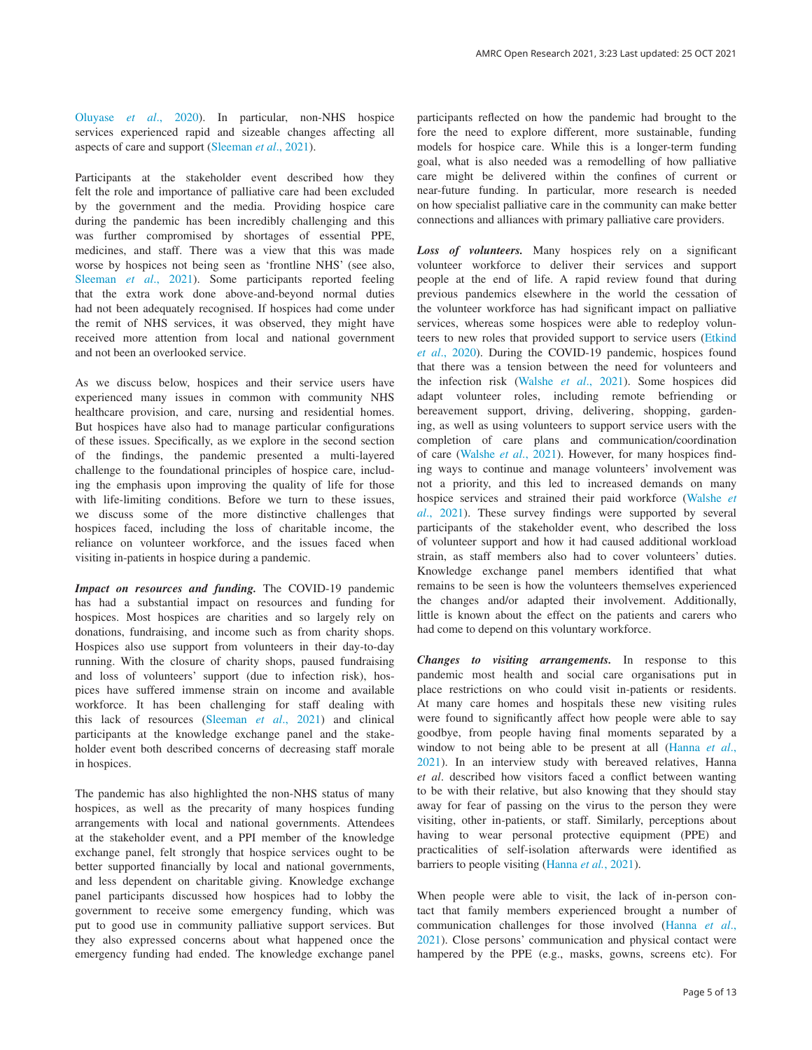Oluyase *et al*., 2020). In particular, non-NHS hospice services experienced rapid and sizeable changes affecting all aspects of care and support (Sleeman *et al*., 2021).

Participants at the stakeholder event described how they felt the role and importance of palliative care had been excluded by the government and the media. Providing hospice care during the pandemic has been incredibly challenging and this was further compromised by shortages of essential PPE, medicines, and staff. There was a view that this was made worse by hospices not being seen as 'frontline NHS' (see also, Sleeman *et al*., 2021). Some participants reported feeling that the extra work done above-and-beyond normal duties had not been adequately recognised. If hospices had come under the remit of NHS services, it was observed, they might have received more attention from local and national government and not been an overlooked service.

As we discuss below, hospices and their service users have experienced many issues in common with community NHS healthcare provision, and care, nursing and residential homes. But hospices have also had to manage particular configurations of these issues. Specifically, as we explore in the second section of the findings, the pandemic presented a multi-layered challenge to the foundational principles of hospice care, including the emphasis upon improving the quality of life for those with life-limiting conditions. Before we turn to these issues, we discuss some of the more distinctive challenges that hospices faced, including the loss of charitable income, the reliance on volunteer workforce, and the issues faced when visiting in-patients in hospice during a pandemic.

***Impact on resources and funding.*** The COVID-19 pandemic has had a substantial impact on resources and funding for hospices. Most hospices are charities and so largely rely on donations, fundraising, and income such as from charity shops. Hospices also use support from volunteers in their day-to-day running. With the closure of charity shops, paused fundraising and loss of volunteers' support (due to infection risk), hospices have suffered immense strain on income and available workforce. It has been challenging for staff dealing with this lack of resources (Sleeman *et al*., 2021) and clinical participants at the knowledge exchange panel and the stakeholder event both described concerns of decreasing staff morale in hospices.

The pandemic has also highlighted the non-NHS status of many hospices, as well as the precarity of many hospices funding arrangements with local and national governments. Attendees at the stakeholder event, and a PPI member of the knowledge exchange panel, felt strongly that hospice services ought to be better supported financially by local and national governments, and less dependent on charitable giving. Knowledge exchange panel participants discussed how hospices had to lobby the government to receive some emergency funding, which was put to good use in community palliative support services. But they also expressed concerns about what happened once the emergency funding had ended. The knowledge exchange panel participants reflected on how the pandemic had brought to the fore the need to explore different, more sustainable, funding models for hospice care. While this is a longer-term funding goal, what is also needed was a remodelling of how palliative care might be delivered within the confines of current or near-future funding. In particular, more research is needed on how specialist palliative care in the community can make better connections and alliances with primary palliative care providers.

***Loss of volunteers.*** Many hospices rely on a significant volunteer workforce to deliver their services and support people at the end of life. A rapid review found that during previous pandemics elsewhere in the world the cessation of the volunteer workforce has had significant impact on palliative services, whereas some hospices were able to redeploy volunteers to new roles that provided support to service users (Etkind *et al*., 2020). During the COVID-19 pandemic, hospices found that there was a tension between the need for volunteers and the infection risk (Walshe *et al*., 2021). Some hospices did adapt volunteer roles, including remote befriending or bereavement support, driving, delivering, shopping, gardening, as well as using volunteers to support service users with the completion of care plans and communication/coordination of care (Walshe *et al*., 2021). However, for many hospices finding ways to continue and manage volunteers' involvement was not a priority, and this led to increased demands on many hospice services and strained their paid workforce (Walshe *et al*., 2021). These survey findings were supported by several participants of the stakeholder event, who described the loss of volunteer support and how it had caused additional workload strain, as staff members also had to cover volunteers' duties. Knowledge exchange panel members identified that what remains to be seen is how the volunteers themselves experienced the changes and/or adapted their involvement. Additionally, little is known about the effect on the patients and carers who had come to depend on this voluntary workforce.

***Changes to visiting arrangements.*** In response to this pandemic most health and social care organisations put in place restrictions on who could visit in-patients or residents. At many care homes and hospitals these new visiting rules were found to significantly affect how people were able to say goodbye, from people having final moments separated by a window to not being able to be present at all (Hanna *et al*., 2021). In an interview study with bereaved relatives, Hanna *et al*. described how visitors faced a conflict between wanting to be with their relative, but also knowing that they should stay away for fear of passing on the virus to the person they were visiting, other in-patients, or staff. Similarly, perceptions about having to wear personal protective equipment (PPE) and practicalities of self-isolation afterwards were identified as barriers to people visiting (Hanna *et al.*, 2021).

When people were able to visit, the lack of in-person contact that family members experienced brought a number of communication challenges for those involved (Hanna *et al*., 2021). Close persons' communication and physical contact were hampered by the PPE (e.g., masks, gowns, screens etc). For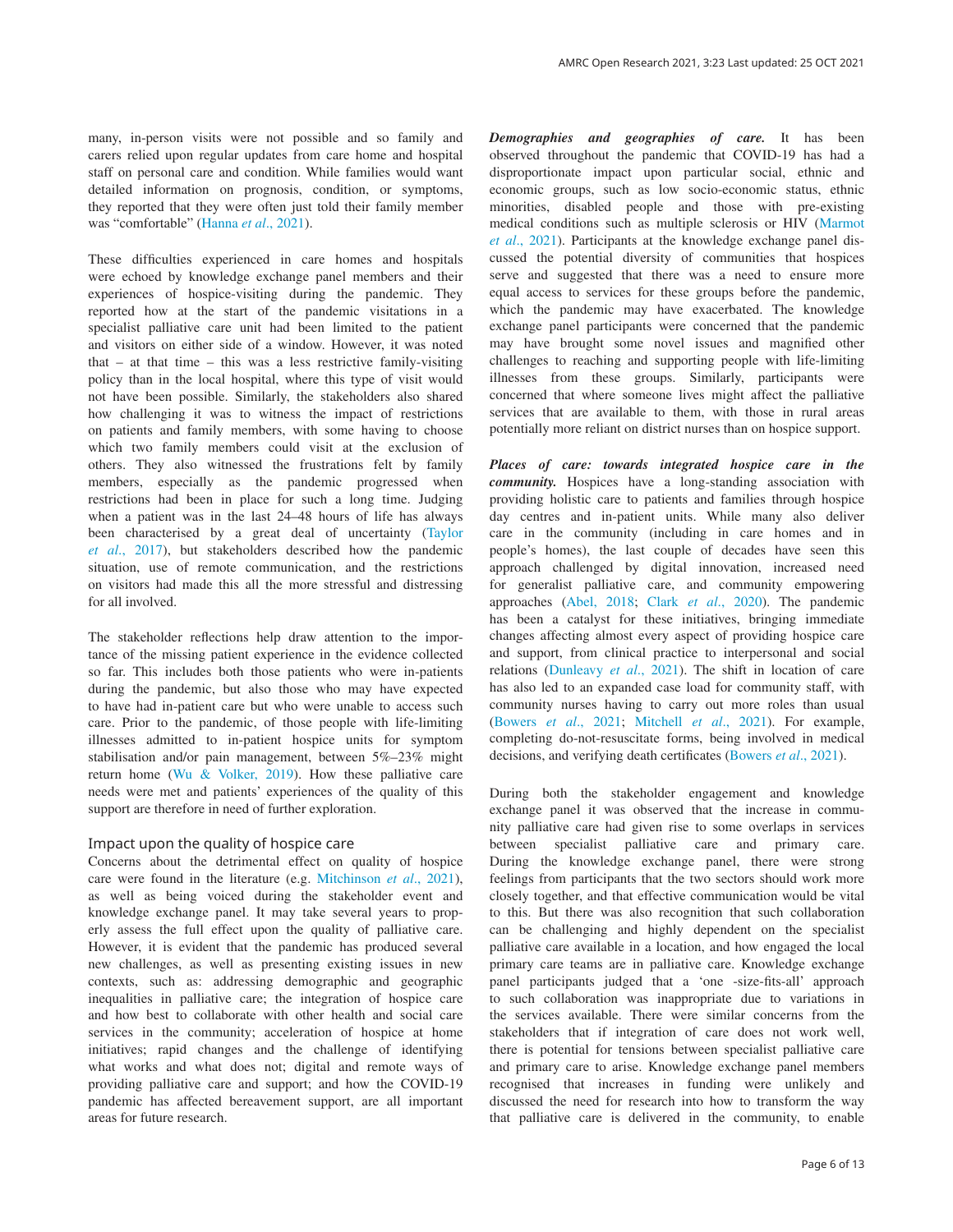many, in-person visits were not possible and so family and carers relied upon regular updates from care home and hospital staff on personal care and condition. While families would want detailed information on prognosis, condition, or symptoms, they reported that they were often just told their family member was "comfortable" (Hanna *et al*., 2021).

These difficulties experienced in care homes and hospitals were echoed by knowledge exchange panel members and their experiences of hospice-visiting during the pandemic. They reported how at the start of the pandemic visitations in a specialist palliative care unit had been limited to the patient and visitors on either side of a window. However, it was noted that – at that time – this was a less restrictive family-visiting policy than in the local hospital, where this type of visit would not have been possible. Similarly, the stakeholders also shared how challenging it was to witness the impact of restrictions on patients and family members, with some having to choose which two family members could visit at the exclusion of others. They also witnessed the frustrations felt by family members, especially as the pandemic progressed when restrictions had been in place for such a long time. Judging when a patient was in the last 24–48 hours of life has always been characterised by a great deal of uncertainty (Taylor *et al*., 2017), but stakeholders described how the pandemic situation, use of remote communication, and the restrictions on visitors had made this all the more stressful and distressing for all involved.

The stakeholder reflections help draw attention to the importance of the missing patient experience in the evidence collected so far. This includes both those patients who were in-patients during the pandemic, but also those who may have expected to have had in-patient care but who were unable to access such care. Prior to the pandemic, of those people with life-limiting illnesses admitted to in-patient hospice units for symptom stabilisation and/or pain management, between 5%–23% might return home (Wu & Volker, 2019). How these palliative care needs were met and patients' experiences of the quality of this support are therefore in need of further exploration.

### Impact upon the quality of hospice care

Concerns about the detrimental effect on quality of hospice care were found in the literature (e.g. Mitchinson *et al*., 2021), as well as being voiced during the stakeholder event and knowledge exchange panel. It may take several years to properly assess the full effect upon the quality of palliative care. However, it is evident that the pandemic has produced several new challenges, as well as presenting existing issues in new contexts, such as: addressing demographic and geographic inequalities in palliative care; the integration of hospice care and how best to collaborate with other health and social care services in the community; acceleration of hospice at home initiatives; rapid changes and the challenge of identifying what works and what does not; digital and remote ways of providing palliative care and support; and how the COVID-19 pandemic has affected bereavement support, are all important areas for future research.

***Demographies and geographies of care.*** It has been observed throughout the pandemic that COVID-19 has had a disproportionate impact upon particular social, ethnic and economic groups, such as low socio-economic status, ethnic minorities, disabled people and those with pre-existing medical conditions such as multiple sclerosis or HIV (Marmot *et al*., 2021). Participants at the knowledge exchange panel discussed the potential diversity of communities that hospices serve and suggested that there was a need to ensure more equal access to services for these groups before the pandemic, which the pandemic may have exacerbated. The knowledge exchange panel participants were concerned that the pandemic may have brought some novel issues and magnified other challenges to reaching and supporting people with life-limiting illnesses from these groups. Similarly, participants were concerned that where someone lives might affect the palliative services that are available to them, with those in rural areas potentially more reliant on district nurses than on hospice support.

***Places of care: towards integrated hospice care in the community.*** Hospices have a long-standing association with providing holistic care to patients and families through hospice day centres and in-patient units. While many also deliver care in the community (including in care homes and in people's homes), the last couple of decades have seen this approach challenged by digital innovation, increased need for generalist palliative care, and community empowering approaches (Abel, 2018; Clark *et al*., 2020). The pandemic has been a catalyst for these initiatives, bringing immediate changes affecting almost every aspect of providing hospice care and support, from clinical practice to interpersonal and social relations (Dunleavy *et al*., 2021). The shift in location of care has also led to an expanded case load for community staff, with community nurses having to carry out more roles than usual (Bowers *et al*., 2021; Mitchell *et al*., 2021). For example, completing do-not-resuscitate forms, being involved in medical decisions, and verifying death certificates (Bowers *et al*., 2021).

During both the stakeholder engagement and knowledge exchange panel it was observed that the increase in community palliative care had given rise to some overlaps in services between specialist palliative care and primary care. During the knowledge exchange panel, there were strong feelings from participants that the two sectors should work more closely together, and that effective communication would be vital to this. But there was also recognition that such collaboration can be challenging and highly dependent on the specialist palliative care available in a location, and how engaged the local primary care teams are in palliative care. Knowledge exchange panel participants judged that a 'one -size-fits-all' approach to such collaboration was inappropriate due to variations in the services available. There were similar concerns from the stakeholders that if integration of care does not work well, there is potential for tensions between specialist palliative care and primary care to arise. Knowledge exchange panel members recognised that increases in funding were unlikely and discussed the need for research into how to transform the way that palliative care is delivered in the community, to enable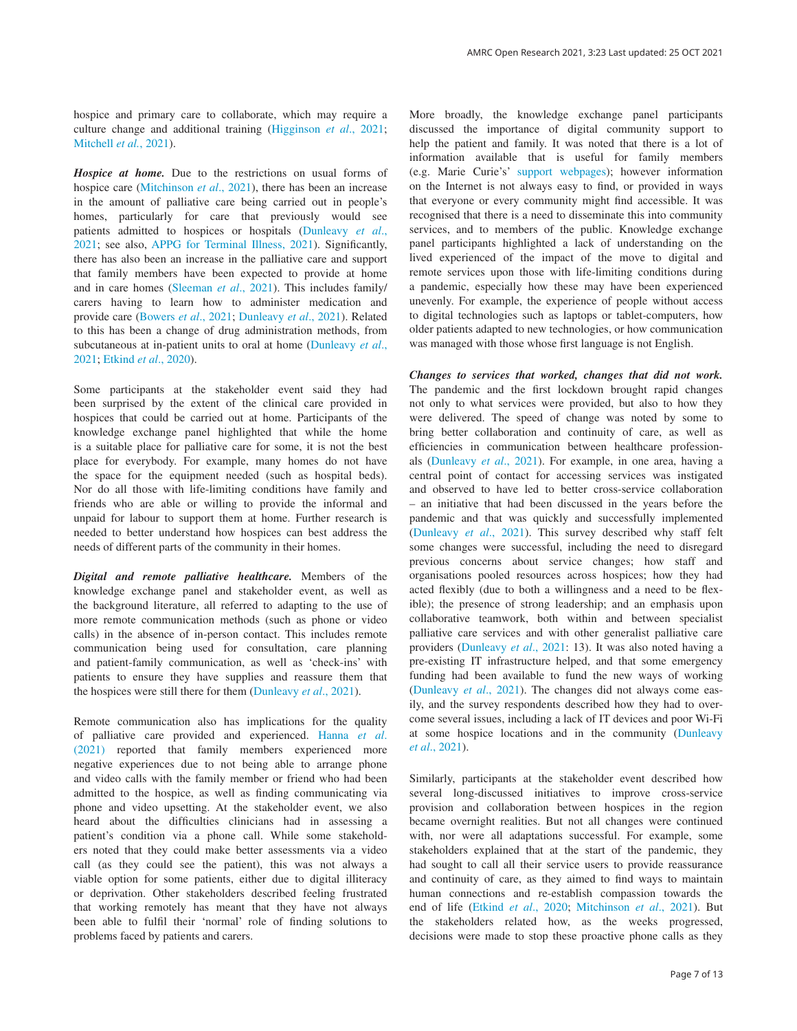hospice and primary care to collaborate, which may require a culture change and additional training (Higginson *et al*., 2021; Mitchell *et al.*, 2021).

***Hospice at home.*** Due to the restrictions on usual forms of hospice care (Mitchinson *et al*., 2021), there has been an increase in the amount of palliative care being carried out in people's homes, particularly for care that previously would see patients admitted to hospices or hospitals (Dunleavy *et al*., 2021; see also, APPG for Terminal Illness, 2021). Significantly, there has also been an increase in the palliative care and support that family members have been expected to provide at home and in care homes (Sleeman *et al*., 2021). This includes family/carers having to learn how to administer medication and provide care (Bowers *et al*., 2021; Dunleavy *et al*., 2021). Related to this has been a change of drug administration methods, from subcutaneous at in-patient units to oral at home (Dunleavy *et al*., 2021; Etkind *et al*., 2020).

Some participants at the stakeholder event said they had been surprised by the extent of the clinical care provided in hospices that could be carried out at home. Participants of the knowledge exchange panel highlighted that while the home is a suitable place for palliative care for some, it is not the best place for everybody. For example, many homes do not have the space for the equipment needed (such as hospital beds). Nor do all those with life-limiting conditions have family and friends who are able or willing to provide the informal and unpaid for labour to support them at home. Further research is needed to better understand how hospices can best address the needs of different parts of the community in their homes.

***Digital and remote palliative healthcare.*** Members of the knowledge exchange panel and stakeholder event, as well as the background literature, all referred to adapting to the use of more remote communication methods (such as phone or video calls) in the absence of in-person contact. This includes remote communication being used for consultation, care planning and patient-family communication, as well as 'check-ins' with patients to ensure they have supplies and reassure them that the hospices were still there for them (Dunleavy *et al*., 2021).

Remote communication also has implications for the quality of palliative care provided and experienced. Hanna *et al.* (2021) reported that family members experienced more negative experiences due to not being able to arrange phone and video calls with the family member or friend who had been admitted to the hospice, as well as finding communicating via phone and video upsetting. At the stakeholder event, we also heard about the difficulties clinicians had in assessing a patient's condition via a phone call. While some stakeholders noted that they could make better assessments via a video call (as they could see the patient), this was not always a viable option for some patients, either due to digital illiteracy or deprivation. Other stakeholders described feeling frustrated that working remotely has meant that they have not always been able to fulfil their 'normal' role of finding solutions to problems faced by patients and carers.

More broadly, the knowledge exchange panel participants discussed the importance of digital community support to help the patient and family. It was noted that there is a lot of information available that is useful for family members (e.g. Marie Curie's' support webpages); however information on the Internet is not always easy to find, or provided in ways that everyone or every community might find accessible. It was recognised that there is a need to disseminate this into community services, and to members of the public. Knowledge exchange panel participants highlighted a lack of understanding on the lived experienced of the impact of the move to digital and remote services upon those with life-limiting conditions during a pandemic, especially how these may have been experienced unevenly. For example, the experience of people without access to digital technologies such as laptops or tablet-computers, how older patients adapted to new technologies, or how communication was managed with those whose first language is not English.

***Changes to services that worked, changes that did not work.*** The pandemic and the first lockdown brought rapid changes not only to what services were provided, but also to how they were delivered. The speed of change was noted by some to bring better collaboration and continuity of care, as well as efficiencies in communication between healthcare professionals (Dunleavy *et al*., 2021). For example, in one area, having a central point of contact for accessing services was instigated and observed to have led to better cross-service collaboration – an initiative that had been discussed in the years before the pandemic and that was quickly and successfully implemented (Dunleavy *et al*., 2021). This survey described why staff felt some changes were successful, including the need to disregard previous concerns about service changes; how staff and organisations pooled resources across hospices; how they had acted flexibly (due to both a willingness and a need to be flexible); the presence of strong leadership; and an emphasis upon collaborative teamwork, both within and between specialist palliative care services and with other generalist palliative care providers (Dunleavy *et al*., 2021: 13). It was also noted having a pre-existing IT infrastructure helped, and that some emergency funding had been available to fund the new ways of working (Dunleavy *et al*., 2021). The changes did not always come easily, and the survey respondents described how they had to overcome several issues, including a lack of IT devices and poor Wi-Fi at some hospice locations and in the community (Dunleavy *et al*., 2021).

Similarly, participants at the stakeholder event described how several long-discussed initiatives to improve cross-service provision and collaboration between hospices in the region became overnight realities. But not all changes were continued with, nor were all adaptations successful. For example, some stakeholders explained that at the start of the pandemic, they had sought to call all their service users to provide reassurance and continuity of care, as they aimed to find ways to maintain human connections and re-establish compassion towards the end of life (Etkind *et al*., 2020; Mitchinson *et al*., 2021). But the stakeholders related how, as the weeks progressed, decisions were made to stop these proactive phone calls as they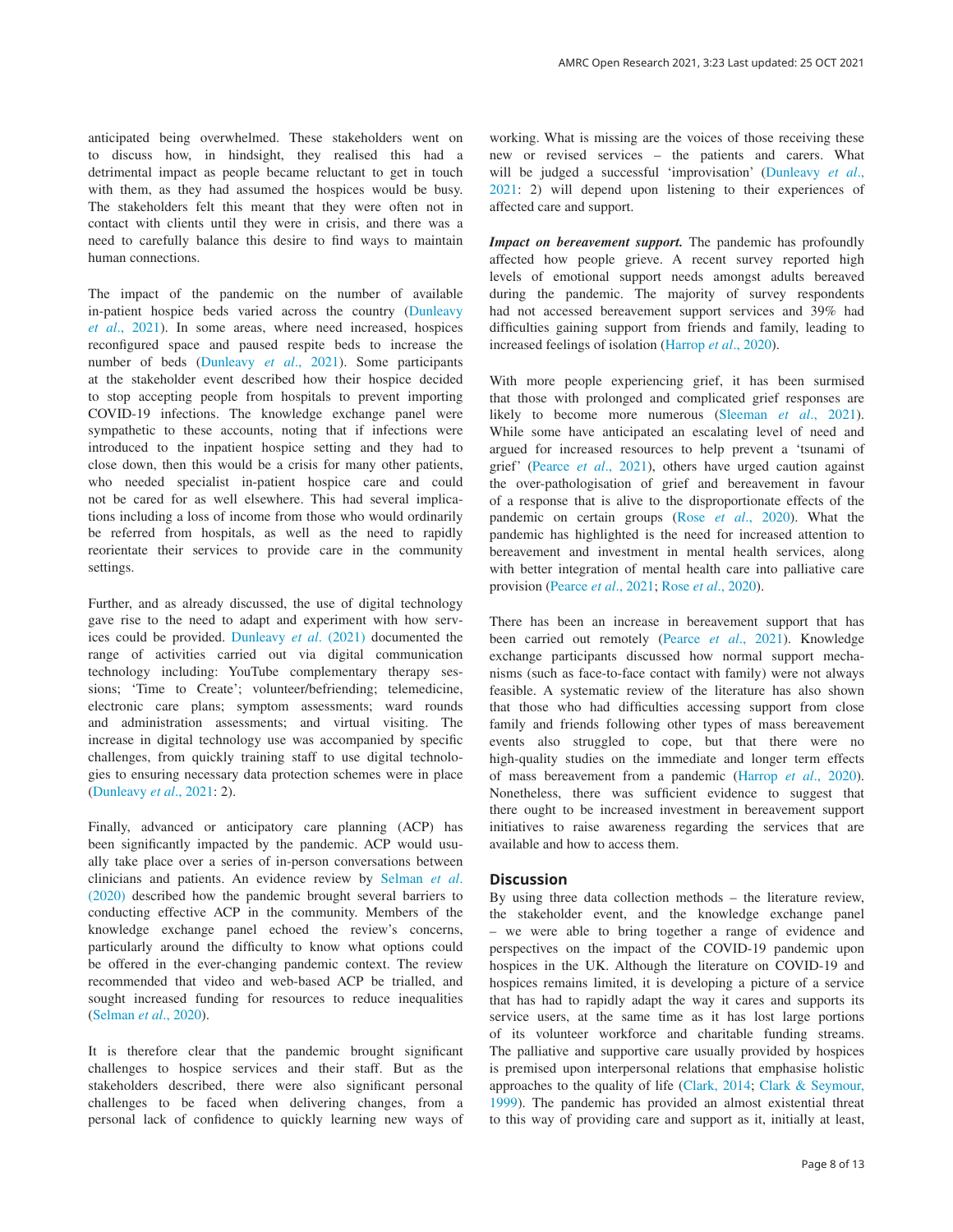anticipated being overwhelmed. These stakeholders went on to discuss how, in hindsight, they realised this had a detrimental impact as people became reluctant to get in touch with them, as they had assumed the hospices would be busy. The stakeholders felt this meant that they were often not in contact with clients until they were in crisis, and there was a need to carefully balance this desire to find ways to maintain human connections.

The impact of the pandemic on the number of available in-patient hospice beds varied across the country (Dunleavy *et al*., 2021). In some areas, where need increased, hospices reconfigured space and paused respite beds to increase the number of beds (Dunleavy *et al*., 2021). Some participants at the stakeholder event described how their hospice decided to stop accepting people from hospitals to prevent importing COVID-19 infections. The knowledge exchange panel were sympathetic to these accounts, noting that if infections were introduced to the inpatient hospice setting and they had to close down, then this would be a crisis for many other patients, who needed specialist in-patient hospice care and could not be cared for as well elsewhere. This had several implications including a loss of income from those who would ordinarily be referred from hospitals, as well as the need to rapidly reorientate their services to provide care in the community settings.

Further, and as already discussed, the use of digital technology gave rise to the need to adapt and experiment with how services could be provided. Dunleavy *et al*. (2021) documented the range of activities carried out via digital communication technology including: YouTube complementary therapy sessions; 'Time to Create'; volunteer/befriending; telemedicine, electronic care plans; symptom assessments; ward rounds and administration assessments; and virtual visiting. The increase in digital technology use was accompanied by specific challenges, from quickly training staff to use digital technologies to ensuring necessary data protection schemes were in place (Dunleavy *et al*., 2021: 2).

Finally, advanced or anticipatory care planning (ACP) has been significantly impacted by the pandemic. ACP would usually take place over a series of in-person conversations between clinicians and patients. An evidence review by Selman *et al*. (2020) described how the pandemic brought several barriers to conducting effective ACP in the community. Members of the knowledge exchange panel echoed the review's concerns, particularly around the difficulty to know what options could be offered in the ever-changing pandemic context. The review recommended that video and web-based ACP be trialled, and sought increased funding for resources to reduce inequalities (Selman *et al*., 2020).

It is therefore clear that the pandemic brought significant challenges to hospice services and their staff. But as the stakeholders described, there were also significant personal challenges to be faced when delivering changes, from a personal lack of confidence to quickly learning new ways of working. What is missing are the voices of those receiving these new or revised services – the patients and carers. What will be judged a successful 'improvisation' (Dunleavy *et al*., 2021: 2) will depend upon listening to their experiences of affected care and support.

***Impact on bereavement support.*** The pandemic has profoundly affected how people grieve. A recent survey reported high levels of emotional support needs amongst adults bereaved during the pandemic. The majority of survey respondents had not accessed bereavement support services and 39% had difficulties gaining support from friends and family, leading to increased feelings of isolation (Harrop *et al*., 2020).

With more people experiencing grief, it has been surmised that those with prolonged and complicated grief responses are likely to become more numerous (Sleeman *et al*., 2021). While some have anticipated an escalating level of need and argued for increased resources to help prevent a 'tsunami of grief' (Pearce *et al*., 2021), others have urged caution against the over-pathologisation of grief and bereavement in favour of a response that is alive to the disproportionate effects of the pandemic on certain groups (Rose *et al*., 2020). What the pandemic has highlighted is the need for increased attention to bereavement and investment in mental health services, along with better integration of mental health care into palliative care provision (Pearce *et al*., 2021; Rose *et al*., 2020).

There has been an increase in bereavement support that has been carried out remotely (Pearce *et al*., 2021). Knowledge exchange participants discussed how normal support mechanisms (such as face-to-face contact with family) were not always feasible. A systematic review of the literature has also shown that those who had difficulties accessing support from close family and friends following other types of mass bereavement events also struggled to cope, but that there were no high-quality studies on the immediate and longer term effects of mass bereavement from a pandemic (Harrop *et al*., 2020). Nonetheless, there was sufficient evidence to suggest that there ought to be increased investment in bereavement support initiatives to raise awareness regarding the services that are available and how to access them.

## Discussion

By using three data collection methods – the literature review, the stakeholder event, and the knowledge exchange panel – we were able to bring together a range of evidence and perspectives on the impact of the COVID-19 pandemic upon hospices in the UK. Although the literature on COVID-19 and hospices remains limited, it is developing a picture of a service that has had to rapidly adapt the way it cares and supports its service users, at the same time as it has lost large portions of its volunteer workforce and charitable funding streams. The palliative and supportive care usually provided by hospices is premised upon interpersonal relations that emphasise holistic approaches to the quality of life (Clark, 2014; Clark & Seymour, 1999). The pandemic has provided an almost existential threat to this way of providing care and support as it, initially at least,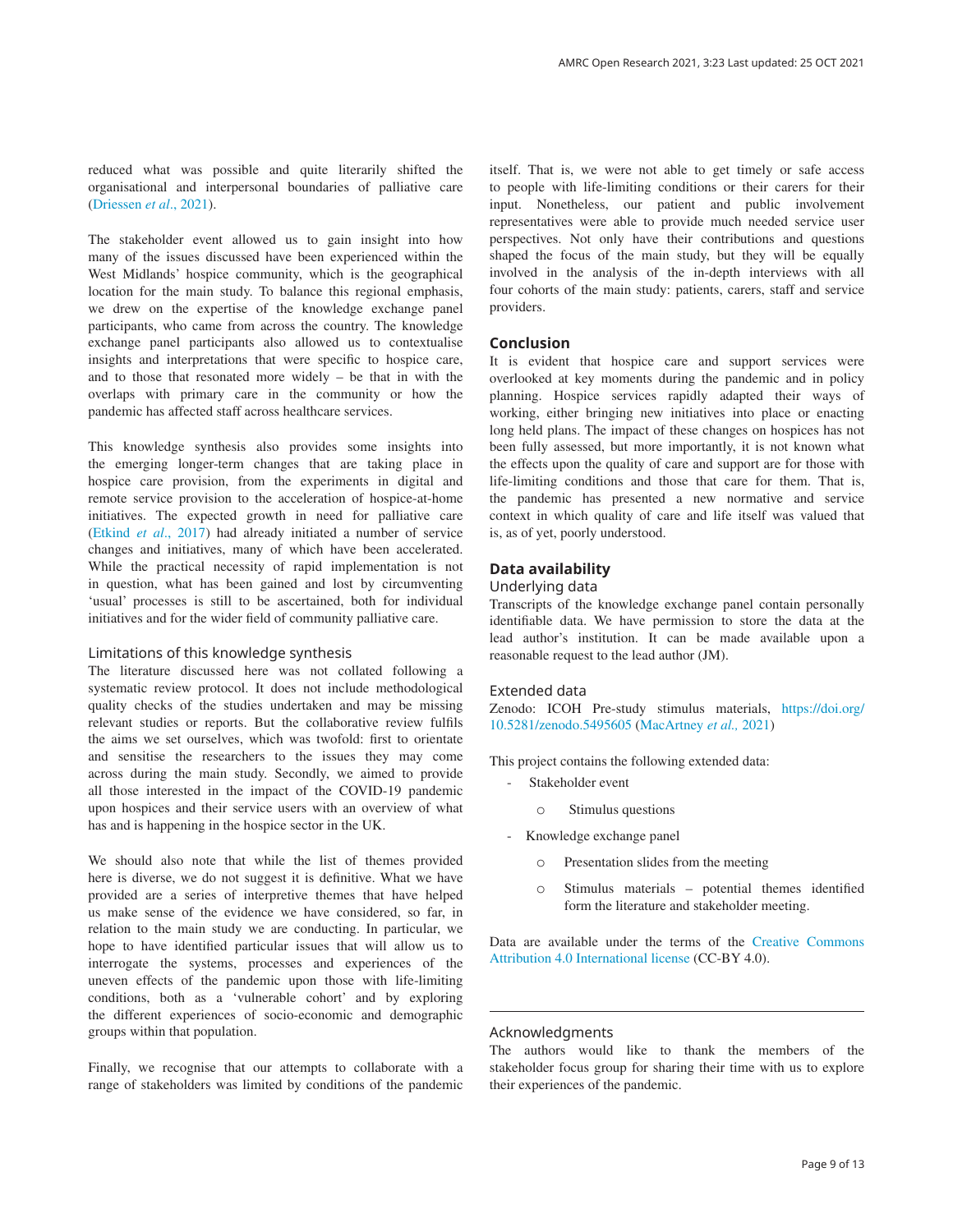reduced what was possible and quite literarily shifted the organisational and interpersonal boundaries of palliative care (Driessen *et al*., 2021).

The stakeholder event allowed us to gain insight into how many of the issues discussed have been experienced within the West Midlands' hospice community, which is the geographical location for the main study. To balance this regional emphasis, we drew on the expertise of the knowledge exchange panel participants, who came from across the country. The knowledge exchange panel participants also allowed us to contextualise insights and interpretations that were specific to hospice care, and to those that resonated more widely – be that in with the overlaps with primary care in the community or how the pandemic has affected staff across healthcare services.

This knowledge synthesis also provides some insights into the emerging longer-term changes that are taking place in hospice care provision, from the experiments in digital and remote service provision to the acceleration of hospice-at-home initiatives. The expected growth in need for palliative care (Etkind *et al*., 2017) had already initiated a number of service changes and initiatives, many of which have been accelerated. While the practical necessity of rapid implementation is not in question, what has been gained and lost by circumventing 'usual' processes is still to be ascertained, both for individual initiatives and for the wider field of community palliative care.

### Limitations of this knowledge synthesis

The literature discussed here was not collated following a systematic review protocol. It does not include methodological quality checks of the studies undertaken and may be missing relevant studies or reports. But the collaborative review fulfils the aims we set ourselves, which was twofold: first to orientate and sensitise the researchers to the issues they may come across during the main study. Secondly, we aimed to provide all those interested in the impact of the COVID-19 pandemic upon hospices and their service users with an overview of what has and is happening in the hospice sector in the UK.

We should also note that while the list of themes provided here is diverse, we do not suggest it is definitive. What we have provided are a series of interpretive themes that have helped us make sense of the evidence we have considered, so far, in relation to the main study we are conducting. In particular, we hope to have identified particular issues that will allow us to interrogate the systems, processes and experiences of the uneven effects of the pandemic upon those with life-limiting conditions, both as a 'vulnerable cohort' and by exploring the different experiences of socio-economic and demographic groups within that population.

Finally, we recognise that our attempts to collaborate with a range of stakeholders was limited by conditions of the pandemic itself. That is, we were not able to get timely or safe access to people with life-limiting conditions or their carers for their input. Nonetheless, our patient and public involvement representatives were able to provide much needed service user perspectives. Not only have their contributions and questions shaped the focus of the main study, but they will be equally involved in the analysis of the in-depth interviews with all four cohorts of the main study: patients, carers, staff and service providers.

## Conclusion

It is evident that hospice care and support services were overlooked at key moments during the pandemic and in policy planning. Hospice services rapidly adapted their ways of working, either bringing new initiatives into place or enacting long held plans. The impact of these changes on hospices has not been fully assessed, but more importantly, it is not known what the effects upon the quality of care and support are for those with life-limiting conditions and those that care for them. That is, the pandemic has presented a new normative and service context in which quality of care and life itself was valued that is, as of yet, poorly understood.

## Data availability

### Underlying data

Transcripts of the knowledge exchange panel contain personally identifiable data. We have permission to store the data at the lead author's institution. It can be made available upon a reasonable request to the lead author (JM).

### Extended data

Zenodo: ICOH Pre-study stimulus materials, https://doi.org/10.5281/zenodo.5495605 (MacArtney *et al.*, 2021)

This project contains the following extended data:

- Stakeholder event
    - Stimulus questions
- Knowledge exchange panel
    - Presentation slides from the meeting
    - Stimulus materials – potential themes identified form the literature and stakeholder meeting.

Data are available under the terms of the Creative Commons Attribution 4.0 International license (CC-BY 4.0).

### Acknowledgments

The authors would like to thank the members of the stakeholder focus group for sharing their time with us to explore their experiences of the pandemic.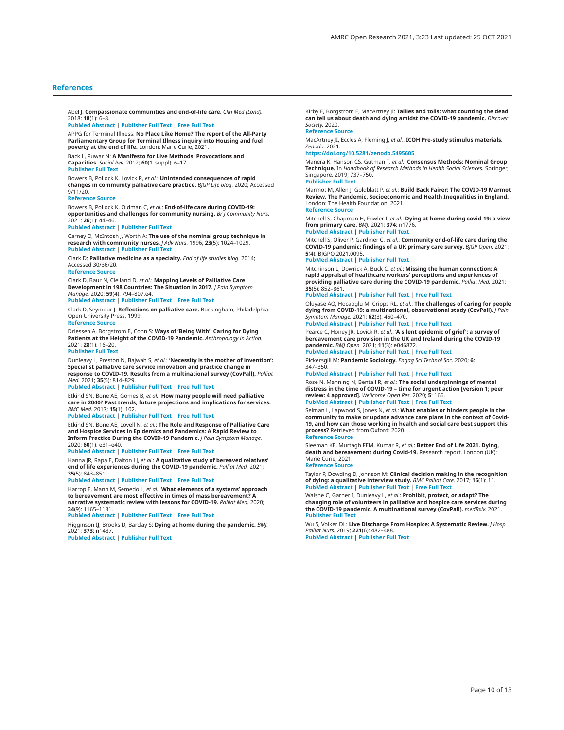## References

Abel J: **Compassionate communities and end-of-life care.** *Clin Med (Lond).* 2018; **18**(1): 6–8.
PubMed Abstract | Publisher Full Text | Free Full Text

APPG for Terminal Illness: **No Place Like Home? The report of the All-Party Parliamentary Group for Terminal Illness inquiry into Housing and fuel poverty at the end of life.** London: Marie Curie, 2021.

Back L, Puwar N: **A Manifesto for Live Methods: Provocations and Capacities.** *Sociol Rev.* 2012; **60**(1_suppl): 6–17.
Publisher Full Text

Bowers B, Pollock K, Lovick R, *et al.*: **Unintended consequences of rapid changes in community palliative care practice.** *BJGP Life blog.* 2020; Accessed 9/11/20.
Reference Source

Bowers B, Pollock K, Oldman C, *et al.*: **End-of-life care during COVID-19: opportunities and challenges for community nursing.** *Br J Community Nurs.* 2021; **26**(1): 44–46.
PubMed Abstract | Publisher Full Text

Carney O, McIntosh J, Worth A: **The use of the nominal group technique in research with community nurses.** *J Adv Nurs.* 1996; **23**(5): 1024–1029.
PubMed Abstract | Publisher Full Text

Clark D: **Palliative medicine as a specialty.** *End of life studies blog.* 2014; Accessed 30/36/20.
Reference Source

Clark D, Baur N, Clelland D, *et al.*: **Mapping Levels of Palliative Care Development in 198 Countries: The Situation in 2017.** *J Pain Symptom Manage.* 2020; **59**(4): 794–807.e4.
PubMed Abstract | Publisher Full Text | Free Full Text

Clark D, Seymour J: **Reflections on palliative care.** Buckingham, Philadelphia: Open University Press, 1999.
Reference Source

Driessen A, Borgstrom E, Cohn S: **Ways of 'Being With': Caring for Dying Patients at the Height of the COVID-19 Pandemic.** *Anthropology in Action.* 2021; **28**(1): 16–20.
Publisher Full Text

Dunleavy L, Preston N, Bajwah S, *et al.*: **'Necessity is the mother of invention': Specialist palliative care service innovation and practice change in response to COVID-19. Results from a multinational survey (CovPall).** *Palliat Med.* 2021; **35**(5): 814–829.
PubMed Abstract | Publisher Full Text | Free Full Text

Etkind SN, Bone AE, Gomes B, *et al.*: **How many people will need palliative care in 2040? Past trends, future projections and implications for services.** *BMC Med.* 2017; **15**(1): 102.
PubMed Abstract | Publisher Full Text | Free Full Text

Etkind SN, Bone AE, Lovell N, *et al.*: **The Role and Response of Palliative Care and Hospice Services in Epidemics and Pandemics: A Rapid Review to Inform Practice During the COVID-19 Pandemic.** *J Pain Symptom Manage.* 2020; **60**(1): e31–e40.
PubMed Abstract | Publisher Full Text | Free Full Text

Hanna JR, Rapa E, Dalton LJ, *et al.*: **A qualitative study of bereaved relatives' end of life experiences during the COVID-19 pandemic.** *Palliat Med.* 2021; **35**(5): 843–851
PubMed Abstract | Publisher Full Text | Free Full Text

Harrop E, Mann M, Semedo L, *et al.*: **What elements of a systems' approach to bereavement are most effective in times of mass bereavement? A narrative systematic review with lessons for COVID-19.** *Palliat Med.* 2020; **34**(9): 1165–1181.
PubMed Abstract | Publisher Full Text | Free Full Text

Higginson IJ, Brooks D, Barclay S: **Dying at home during the pandemic.** *BMJ.* 2021; **373**: n1437.
PubMed Abstract | Publisher Full Text

Kirby E, Borgstrom E, MacArtney JI: **Tallies and tolls: what counting the dead can tell us about death and dying amidst the COVID-19 pandemic.** *Discover Society.* 2020.
Reference Source

MacArtney JI, Eccles A, Fleming J, *et al.*: **ICOH Pre-study stimulus materials.** *Zenodo.* 2021.
https://doi.org/10.5281/zenodo.5495605

Manera K, Hanson CS, Gutman T, *et al.*: **Consensus Methods: Nominal Group Technique.** In *Handbook of Research Methods in Health Social Sciences.* Springer, Singapore. 2019; 737–750.
Publisher Full Text

Marmot M, Allen J, Goldblatt P, *et al.*: **Build Back Fairer: The COVID-19 Marmot Review. The Pandemic, Socioeconomic and Health Inequalities in England.** London: The Health Foundation, 2021.
Reference Source

Mitchell S, Chapman H, Fowler I, *et al.*: **Dying at home during covid-19: a view from primary care.** *BMJ.* 2021; **374**: n1776.
PubMed Abstract | Publisher Full Text

Mitchell S, Oliver P, Gardiner C, *et al.*: **Community end-of-life care during the COVID-19 pandemic: findings of a UK primary care survey.** *BJGP Open.* 2021; **5**(4): BJGPO.2021.0095.
PubMed Abstract | Publisher Full Text

Mitchinson L, Dowrick A, Buck C, *et al.*: **Missing the human connection: A rapid appraisal of healthcare workers' perceptions and experiences of providing palliative care during the COVID-19 pandemic.** *Palliat Med.* 2021; **35**(5): 852–861.
PubMed Abstract | Publisher Full Text | Free Full Text

Oluyase AO, Hocaoglu M, Cripps RL, *et al.*: **The challenges of caring for people dying from COVID-19: a multinational, observational study (CovPall).** *J Pain Symptom Manage.* 2021; **62**(3): 460–470.
PubMed Abstract | Publisher Full Text | Free Full Text

Pearce C, Honey JR, Lovick R, *et al.*: **'A silent epidemic of grief': a survey of bereavement care provision in the UK and Ireland during the COVID-19 pandemic.** *BMJ Open.* 2021; **11**(3): e046872.
PubMed Abstract | Publisher Full Text | Free Full Text

Pickersgill M: **Pandemic Sociology.** *Engag Sci Technol Soc.* 2020; **6**: 347–350.
PubMed Abstract | Publisher Full Text | Free Full Text

Rose N, Manning N, Bentall R, *et al.*: **The social underpinnings of mental distress in the time of COVID-19 – time for urgent action [version 1; peer review: 4 approved].** *Wellcome Open Res.* 2020; **5**: 166.
PubMed Abstract | Publisher Full Text | Free Full Text

Selman L, Lapwood S, Jones N, *et al.*: **What enables or hinders people in the community to make or update advance care plans in the context of Covid-19, and how can those working in health and social care best support this process?** Retrieved from Oxford: 2020.
Reference Source

Sleeman KE, Murtagh FEM, Kumar R, *et al.*: **Better End of Life 2021. Dying, death and bereavement during Covid-19.** Research report. London (UK): Marie Curie, 2021.
Reference Source

Taylor P, Dowding D, Johnson M: **Clinical decision making in the recognition of dying: a qualitative interview study.** *BMC Palliat Care.* 2017; **16**(1): 11.
PubMed Abstract | Publisher Full Text | Free Full Text

Walshe C, Garner I, Dunleavy L, *et al.*: **Prohibit, protect, or adapt? The changing role of volunteers in palliative and hospice care services during the COVID-19 pandemic. A multinational survey (CovPall).** *medRxiv.* 2021.
Publisher Full Text

Wu S, Volker DL: **Live Discharge From Hospice: A Systematic Review.** *J Hosp Palliat Nurs.* 2019; **221**(6): 482–488.
PubMed Abstract | Publisher Full Text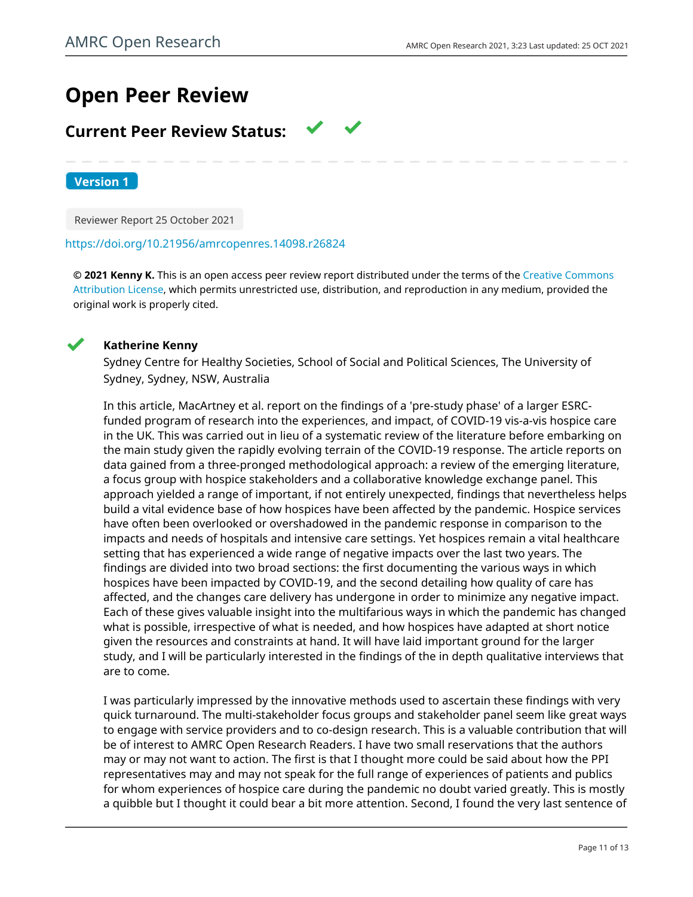# Open Peer Review

## Current Peer Review Status: ✔ ✔

**Version 1**

Reviewer Report 25 October 2021

https://doi.org/10.21956/amrcopenres.14098.r26824

**© 2021 Kenny K.** This is an open access peer review report distributed under the terms of the Creative Commons Attribution License, which permits unrestricted use, distribution, and reproduction in any medium, provided the original work is properly cited.

✔ **Katherine Kenny**

Sydney Centre for Healthy Societies, School of Social and Political Sciences, The University of Sydney, Sydney, NSW, Australia

In this article, MacArtney et al. report on the findings of a 'pre-study phase' of a larger ESRC-funded program of research into the experiences, and impact, of COVID-19 vis-a-vis hospice care in the UK. This was carried out in lieu of a systematic review of the literature before embarking on the main study given the rapidly evolving terrain of the COVID-19 response. The article reports on data gained from a three-pronged methodological approach: a review of the emerging literature, a focus group with hospice stakeholders and a collaborative knowledge exchange panel. This approach yielded a range of important, if not entirely unexpected, findings that nevertheless helps build a vital evidence base of how hospices have been affected by the pandemic. Hospice services have often been overlooked or overshadowed in the pandemic response in comparison to the impacts and needs of hospitals and intensive care settings. Yet hospices remain a vital healthcare setting that has experienced a wide range of negative impacts over the last two years. The findings are divided into two broad sections: the first documenting the various ways in which hospices have been impacted by COVID-19, and the second detailing how quality of care has affected, and the changes care delivery has undergone in order to minimize any negative impact. Each of these gives valuable insight into the multifarious ways in which the pandemic has changed what is possible, irrespective of what is needed, and how hospices have adapted at short notice given the resources and constraints at hand. It will have laid important ground for the larger study, and I will be particularly interested in the findings of the in depth qualitative interviews that are to come.

I was particularly impressed by the innovative methods used to ascertain these findings with very quick turnaround. The multi-stakeholder focus groups and stakeholder panel seem like great ways to engage with service providers and to co-design research. This is a valuable contribution that will be of interest to AMRC Open Research Readers. I have two small reservations that the authors may or may not want to action. The first is that I thought more could be said about how the PPI representatives may and may not speak for the full range of experiences of patients and publics for whom experiences of hospice care during the pandemic no doubt varied greatly. This is mostly a quibble but I thought it could bear a bit more attention. Second, I found the very last sentence of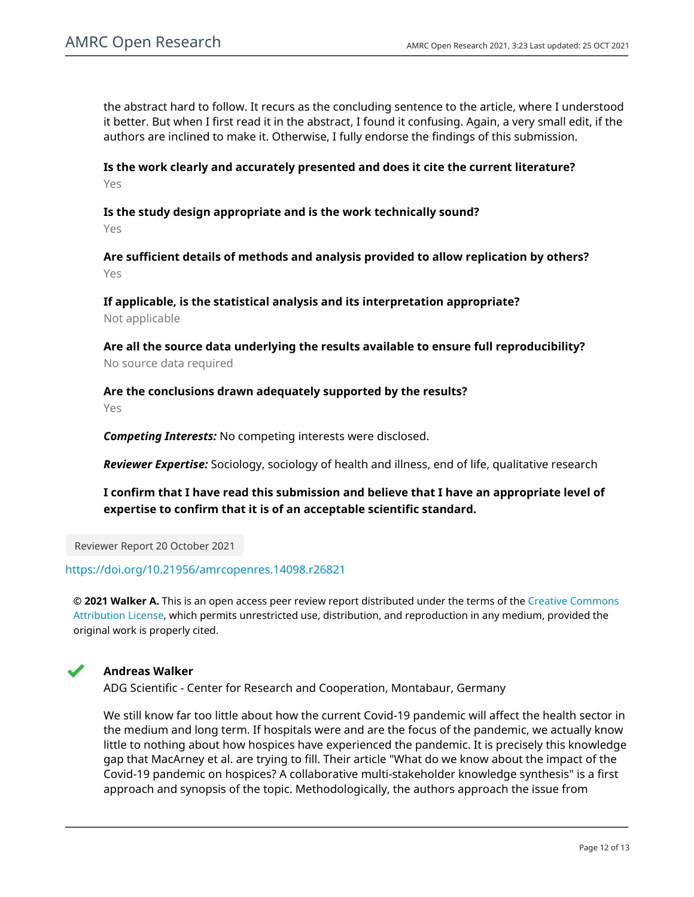the abstract hard to follow. It recurs as the concluding sentence to the article, where I understood it better. But when I first read it in the abstract, I found it confusing. Again, a very small edit, if the authors are inclined to make it. Otherwise, I fully endorse the findings of this submission.

**Is the work clearly and accurately presented and does it cite the current literature?**
Yes

**Is the study design appropriate and is the work technically sound?**
Yes

**Are sufficient details of methods and analysis provided to allow replication by others?**
Yes

**If applicable, is the statistical analysis and its interpretation appropriate?**
Not applicable

**Are all the source data underlying the results available to ensure full reproducibility?**
No source data required

**Are the conclusions drawn adequately supported by the results?**
Yes

***Competing Interests:*** No competing interests were disclosed.

***Reviewer Expertise:*** Sociology, sociology of health and illness, end of life, qualitative research

**I confirm that I have read this submission and believe that I have an appropriate level of expertise to confirm that it is of an acceptable scientific standard.**

Reviewer Report 20 October 2021

https://doi.org/10.21956/amrcopenres.14098.r26821

**© 2021 Walker A.** This is an open access peer review report distributed under the terms of the Creative Commons Attribution License, which permits unrestricted use, distribution, and reproduction in any medium, provided the original work is properly cited.

**Andreas Walker**
ADG Scientific - Center for Research and Cooperation, Montabaur, Germany

We still know far too little about how the current Covid-19 pandemic will affect the health sector in the medium and long term. If hospitals were and are the focus of the pandemic, we actually know little to nothing about how hospices have experienced the pandemic. It is precisely this knowledge gap that MacArney et al. are trying to fill. Their article "What do we know about the impact of the Covid-19 pandemic on hospices? A collaborative multi-stakeholder knowledge synthesis" is a first approach and synopsis of the topic. Methodologically, the authors approach the issue from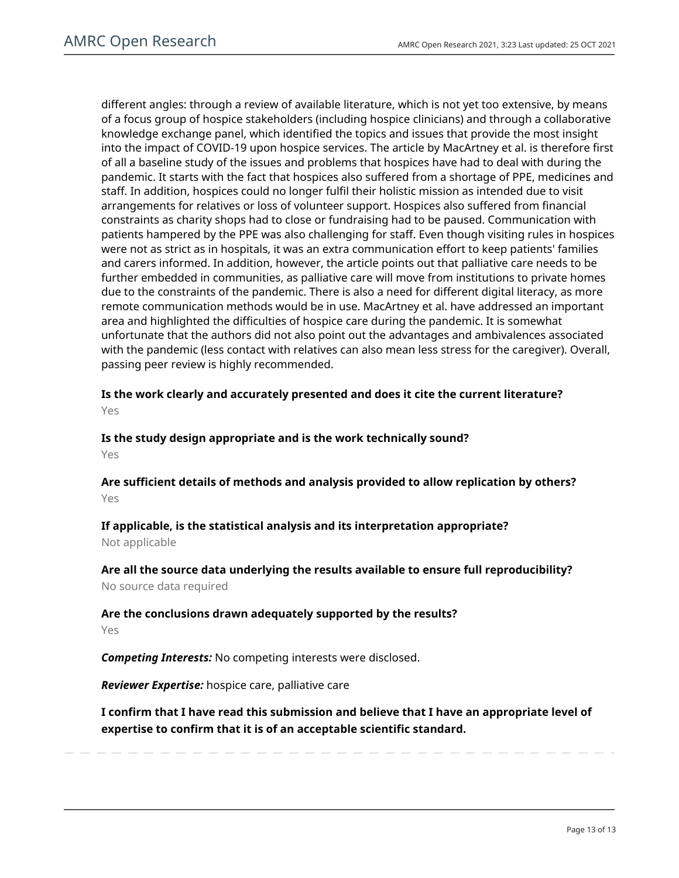different angles: through a review of available literature, which is not yet too extensive, by means of a focus group of hospice stakeholders (including hospice clinicians) and through a collaborative knowledge exchange panel, which identified the topics and issues that provide the most insight into the impact of COVID-19 upon hospice services. The article by MacArtney et al. is therefore first of all a baseline study of the issues and problems that hospices have had to deal with during the pandemic. It starts with the fact that hospices also suffered from a shortage of PPE, medicines and staff. In addition, hospices could no longer fulfil their holistic mission as intended due to visit arrangements for relatives or loss of volunteer support. Hospices also suffered from financial constraints as charity shops had to close or fundraising had to be paused. Communication with patients hampered by the PPE was also challenging for staff. Even though visiting rules in hospices were not as strict as in hospitals, it was an extra communication effort to keep patients' families and carers informed. In addition, however, the article points out that palliative care needs to be further embedded in communities, as palliative care will move from institutions to private homes due to the constraints of the pandemic. There is also a need for different digital literacy, as more remote communication methods would be in use. MacArtney et al. have addressed an important area and highlighted the difficulties of hospice care during the pandemic. It is somewhat unfortunate that the authors did not also point out the advantages and ambivalences associated with the pandemic (less contact with relatives can also mean less stress for the caregiver). Overall, passing peer review is highly recommended.

**Is the work clearly and accurately presented and does it cite the current literature?**

Yes

**Is the study design appropriate and is the work technically sound?**

Yes

**Are sufficient details of methods and analysis provided to allow replication by others?**

Yes

**If applicable, is the statistical analysis and its interpretation appropriate?**

Not applicable

**Are all the source data underlying the results available to ensure full reproducibility?**

No source data required

**Are the conclusions drawn adequately supported by the results?**

Yes

***Competing Interests:*** No competing interests were disclosed.

***Reviewer Expertise:*** hospice care, palliative care

**I confirm that I have read this submission and believe that I have an appropriate level of expertise to confirm that it is of an acceptable scientific standard.**